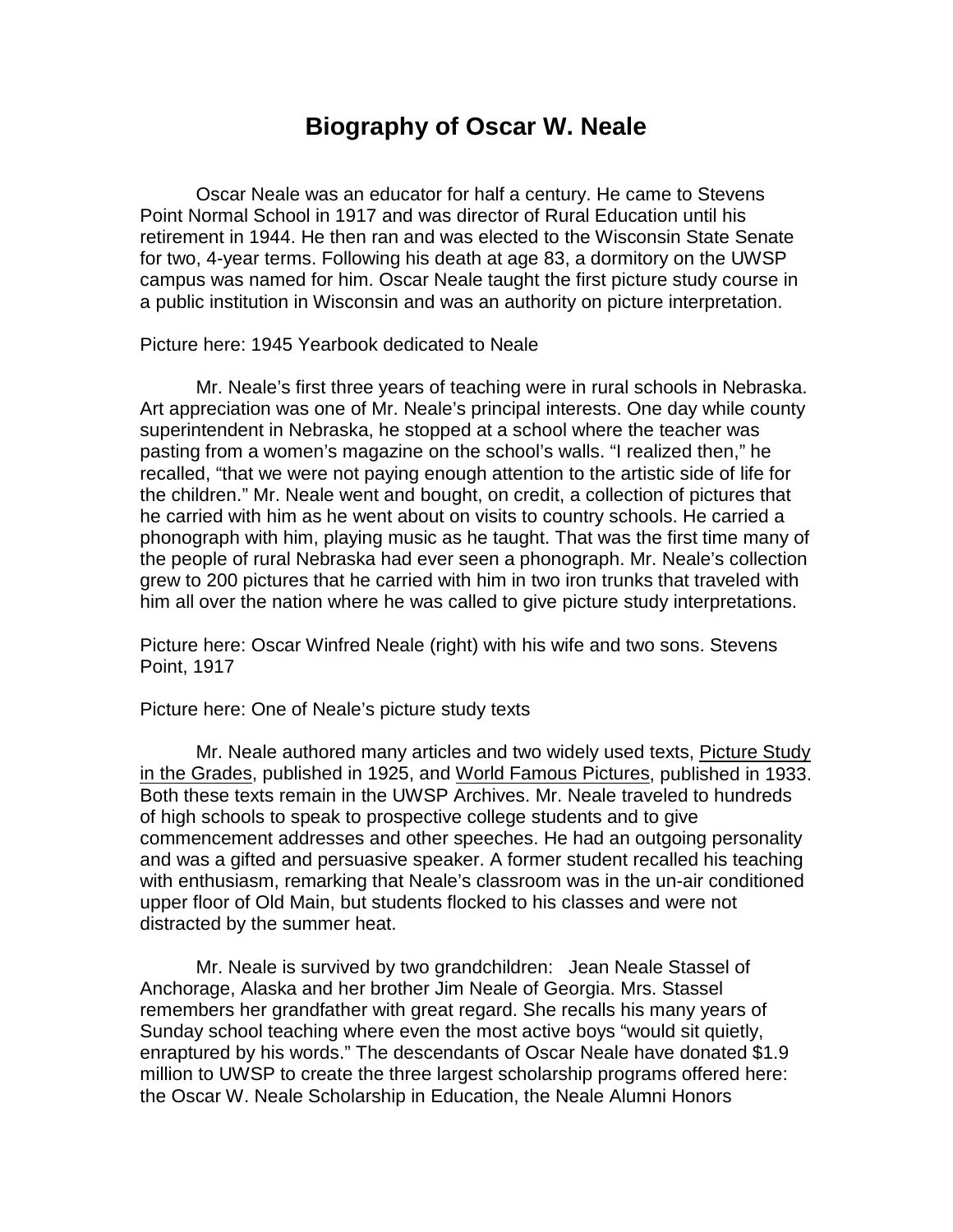# Biography of Oscar W. Neale

Oscar Neale was an educator for half a century. He came to Stevens Point Normal School in 1917 and was director of Rural Education until his retirement in 1944. He then ran and was elected to the Wisconsin State Senate for two, 4-year terms. Following his death at age 83, a dormitory on the UWSP campus was named for him. Oscar Neale taught the first picture study course in a public institution in Wisconsin and was an authority on picture interpretation.

Picture here: 1945 Yearbook dedicated to Neale

Mr. Neale's first three years of teaching were in rural schools in Nebraska. Art appreciation was one of Mr. Neale's principal interests. One day while county superintendent in Nebraska, he stopped at a school where the teacher was pasting from a women's magazine on the school's walls. "I realized then," he recalled, "that we were not paying enough attention to the artistic side of life for the children." Mr. Neale went and bought, on credit, a collection of pictures that he carried with him as he went about on visits to country schools. He carried a phonograph with him, playing music as he taught. That was the first time many of the people of rural Nebraska had ever seen a phonograph. Mr. Neale's collection grew to 200 pictures that he carried with him in two iron trunks that traveled with him all over the nation where he was called to give picture study interpretations.

Picture here: Oscar Winfred Neale (right) with his wife and two sons. Stevens Point, 1917

Picture here: One of Neale's picture study texts

Mr. Neale authored many articles and two widely used texts, Picture Study in the Grades, published in 1925, and World Famous Pictures, published in 1933. Both these texts remain in the UWSP Archives. Mr. Neale traveled to hundreds of high schools to speak to prospective college students and to give commencement addresses and other speeches. He had an outgoing personality and was a gifted and persuasive speaker. A former student recalled his teaching with enthusiasm, remarking that Neale's classroom was in the un-air conditioned upper floor of Old Main, but students flocked to his classes and were not distracted by the summer heat.

Mr. Neale is survived by two grandchildren: Jean Neale Stassel of Anchorage, Alaska and her brother Jim Neale of Georgia. Mrs. Stassel remembers her grandfather with great regard. She recalls his many years of Sunday school teaching where even the most active boys "would sit quietly, enraptured by his words." The descendants of Oscar Neale have donated $1.9 million to UWSP to create the three largest scholarship programs offered here: the Oscar W. Neale Scholarship in Education, the Neale Alumni Honors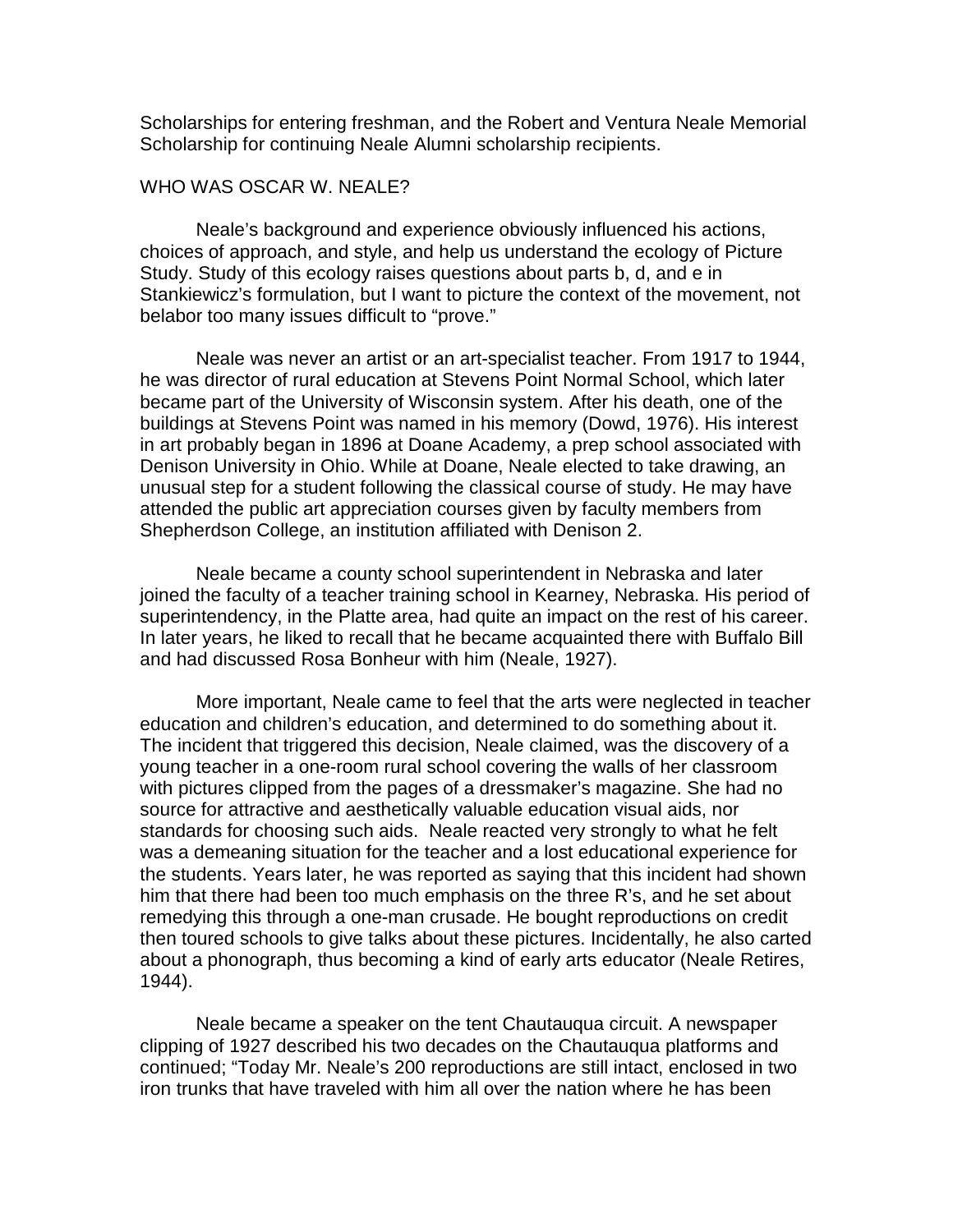Scholarships for entering freshman, and the Robert and Ventura Neale Memorial Scholarship for continuing Neale Alumni scholarship recipients.

## WHO WAS OSCAR W. NEALE?

Neale's background and experience obviously influenced his actions, choices of approach, and style, and help us understand the ecology of Picture Study. Study of this ecology raises questions about parts b, d, and e in Stankiewicz's formulation, but I want to picture the context of the movement, not belabor too many issues difficult to "prove."

Neale was never an artist or an art-specialist teacher. From 1917 to 1944, he was director of rural education at Stevens Point Normal School, which later became part of the University of Wisconsin system. After his death, one of the buildings at Stevens Point was named in his memory (Dowd, 1976). His interest in art probably began in 1896 at Doane Academy, a prep school associated with Denison University in Ohio. While at Doane, Neale elected to take drawing, an unusual step for a student following the classical course of study. He may have attended the public art appreciation courses given by faculty members from Shepherdson College, an institution affiliated with Denison 2.

Neale became a county school superintendent in Nebraska and later joined the faculty of a teacher training school in Kearney, Nebraska. His period of superintendency, in the Platte area, had quite an impact on the rest of his career. In later years, he liked to recall that he became acquainted there with Buffalo Bill and had discussed Rosa Bonheur with him (Neale, 1927).

More important, Neale came to feel that the arts were neglected in teacher education and children's education, and determined to do something about it. The incident that triggered this decision, Neale claimed, was the discovery of a young teacher in a one-room rural school covering the walls of her classroom with pictures clipped from the pages of a dressmaker's magazine. She had no source for attractive and aesthetically valuable education visual aids, nor standards for choosing such aids. Neale reacted very strongly to what he felt was a demeaning situation for the teacher and a lost educational experience for the students. Years later, he was reported as saying that this incident had shown him that there had been too much emphasis on the three R's, and he set about remedying this through a one-man crusade. He bought reproductions on credit then toured schools to give talks about these pictures. Incidentally, he also carted about a phonograph, thus becoming a kind of early arts educator (Neale Retires, 1944).

Neale became a speaker on the tent Chautauqua circuit. A newspaper clipping of 1927 described his two decades on the Chautauqua platforms and continued; "Today Mr. Neale's 200 reproductions are still intact, enclosed in two iron trunks that have traveled with him all over the nation where he has been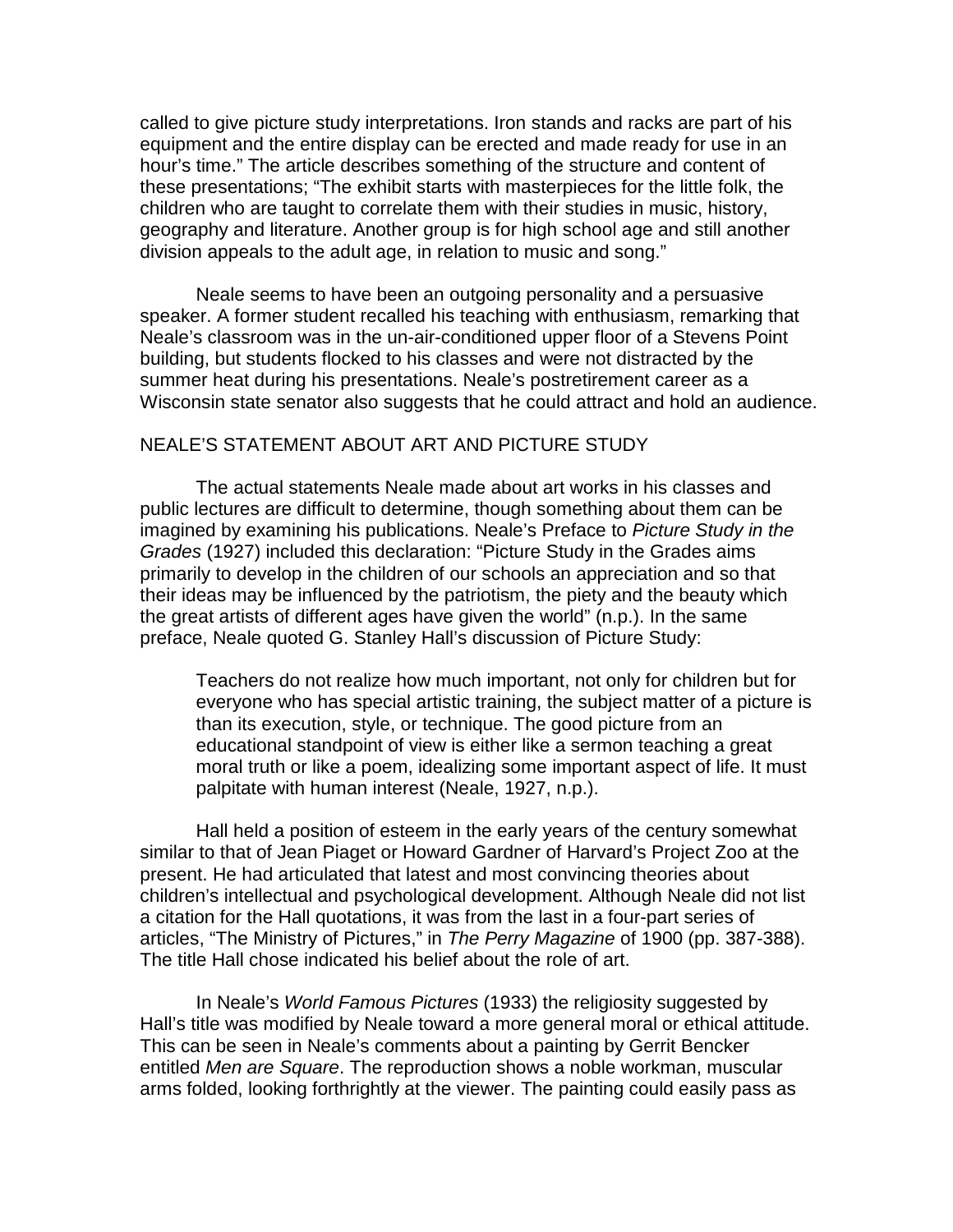called to give picture study interpretations. Iron stands and racks are part of his equipment and the entire display can be erected and made ready for use in an hour's time." The article describes something of the structure and content of these presentations; "The exhibit starts with masterpieces for the little folk, the children who are taught to correlate them with their studies in music, history, geography and literature. Another group is for high school age and still another division appeals to the adult age, in relation to music and song."

Neale seems to have been an outgoing personality and a persuasive speaker. A former student recalled his teaching with enthusiasm, remarking that Neale's classroom was in the un-air-conditioned upper floor of a Stevens Point building, but students flocked to his classes and were not distracted by the summer heat during his presentations. Neale's postretirement career as a Wisconsin state senator also suggests that he could attract and hold an audience.

## NEALE'S STATEMENT ABOUT ART AND PICTURE STUDY

The actual statements Neale made about art works in his classes and public lectures are difficult to determine, though something about them can be imagined by examining his publications. Neale's Preface to *Picture Study in the Grades* (1927) included this declaration: "Picture Study in the Grades aims primarily to develop in the children of our schools an appreciation and so that their ideas may be influenced by the patriotism, the piety and the beauty which the great artists of different ages have given the world" (n.p.). In the same preface, Neale quoted G. Stanley Hall's discussion of Picture Study:

> Teachers do not realize how much important, not only for children but for everyone who has special artistic training, the subject matter of a picture is than its execution, style, or technique. The good picture from an educational standpoint of view is either like a sermon teaching a great moral truth or like a poem, idealizing some important aspect of life. It must palpitate with human interest (Neale, 1927, n.p.).

Hall held a position of esteem in the early years of the century somewhat similar to that of Jean Piaget or Howard Gardner of Harvard's Project Zoo at the present. He had articulated that latest and most convincing theories about children's intellectual and psychological development. Although Neale did not list a citation for the Hall quotations, it was from the last in a four-part series of articles, "The Ministry of Pictures," in *The Perry Magazine* of 1900 (pp. 387-388). The title Hall chose indicated his belief about the role of art.

In Neale's *World Famous Pictures* (1933) the religiosity suggested by Hall's title was modified by Neale toward a more general moral or ethical attitude. This can be seen in Neale's comments about a painting by Gerrit Bencker entitled *Men are Square*. The reproduction shows a noble workman, muscular arms folded, looking forthrightly at the viewer. The painting could easily pass as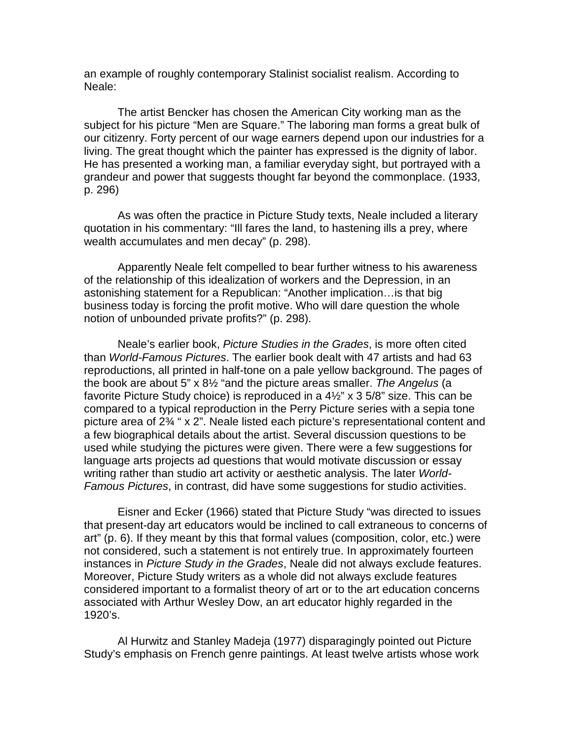an example of roughly contemporary Stalinist socialist realism. According to Neale:

> The artist Bencker has chosen the American City working man as the subject for his picture "Men are Square." The laboring man forms a great bulk of our citizenry. Forty percent of our wage earners depend upon our industries for a living. The great thought which the painter has expressed is the dignity of labor. He has presented a working man, a familiar everyday sight, but portrayed with a grandeur and power that suggests thought far beyond the commonplace. (1933, p. 296)

As was often the practice in Picture Study texts, Neale included a literary quotation in his commentary: "Ill fares the land, to hastening ills a prey, where wealth accumulates and men decay" (p. 298).

Apparently Neale felt compelled to bear further witness to his awareness of the relationship of this idealization of workers and the Depression, in an astonishing statement for a Republican: "Another implication…is that big business today is forcing the profit motive. Who will dare question the whole notion of unbounded private profits?" (p. 298).

Neale's earlier book, *Picture Studies in the Grades*, is more often cited than *World-Famous Pictures*. The earlier book dealt with 47 artists and had 63 reproductions, all printed in half-tone on a pale yellow background. The pages of the book are about 5" x 8½ "and the picture areas smaller. *The Angelus* (a favorite Picture Study choice) is reproduced in a 4½" x 3 5/8" size. This can be compared to a typical reproduction in the Perry Picture series with a sepia tone picture area of 2¾ " x 2". Neale listed each picture's representational content and a few biographical details about the artist. Several discussion questions to be used while studying the pictures were given. There were a few suggestions for language arts projects ad questions that would motivate discussion or essay writing rather than studio art activity or aesthetic analysis. The later *World-Famous Pictures*, in contrast, did have some suggestions for studio activities.

Eisner and Ecker (1966) stated that Picture Study "was directed to issues that present-day art educators would be inclined to call extraneous to concerns of art" (p. 6). If they meant by this that formal values (composition, color, etc.) were not considered, such a statement is not entirely true. In approximately fourteen instances in *Picture Study in the Grades*, Neale did not always exclude features. Moreover, Picture Study writers as a whole did not always exclude features considered important to a formalist theory of art or to the art education concerns associated with Arthur Wesley Dow, an art educator highly regarded in the 1920's.

Al Hurwitz and Stanley Madeja (1977) disparagingly pointed out Picture Study's emphasis on French genre paintings. At least twelve artists whose work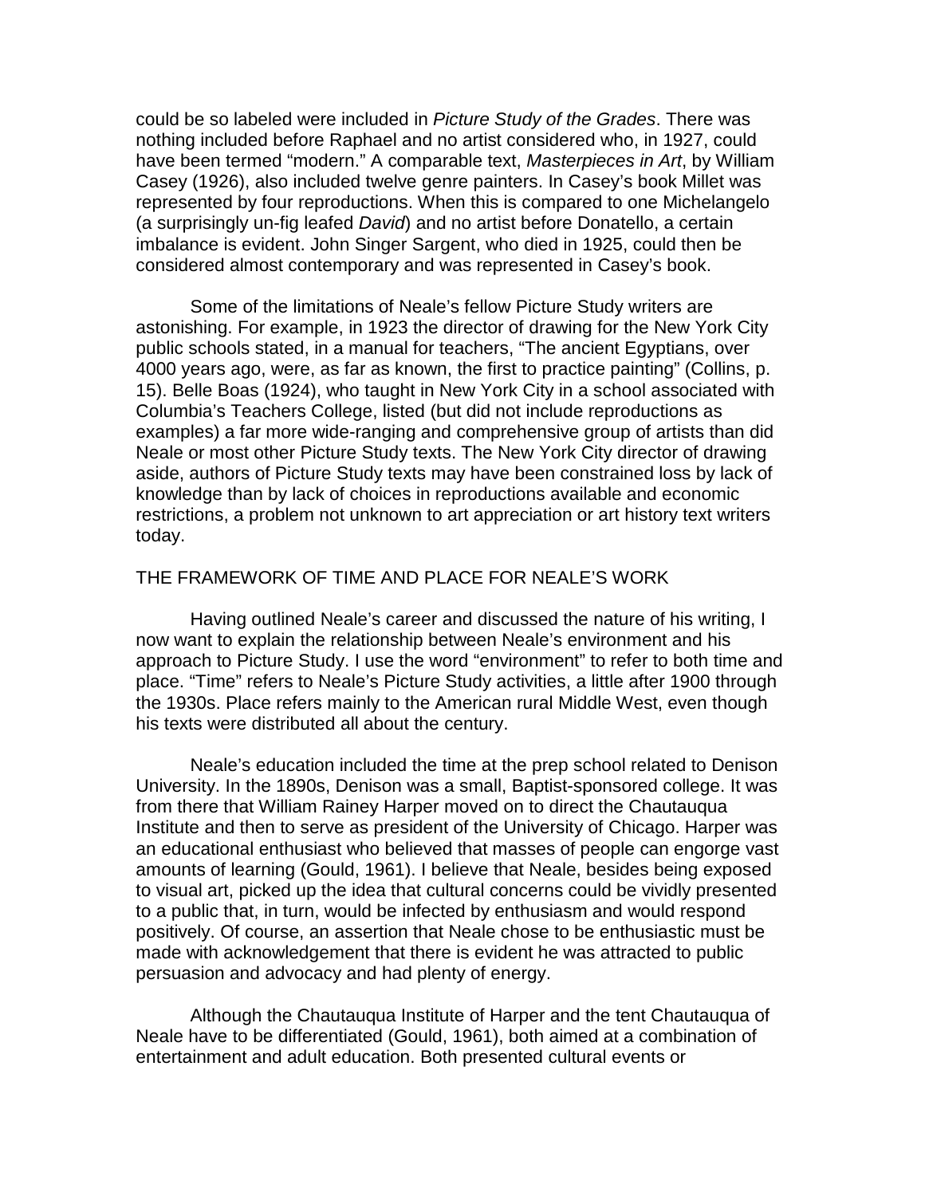could be so labeled were included in *Picture Study of the Grades*. There was nothing included before Raphael and no artist considered who, in 1927, could have been termed "modern." A comparable text, *Masterpieces in Art*, by William Casey (1926), also included twelve genre painters. In Casey's book Millet was represented by four reproductions. When this is compared to one Michelangelo (a surprisingly un-fig leafed *David*) and no artist before Donatello, a certain imbalance is evident. John Singer Sargent, who died in 1925, could then be considered almost contemporary and was represented in Casey's book.

Some of the limitations of Neale's fellow Picture Study writers are astonishing. For example, in 1923 the director of drawing for the New York City public schools stated, in a manual for teachers, "The ancient Egyptians, over 4000 years ago, were, as far as known, the first to practice painting" (Collins, p. 15). Belle Boas (1924), who taught in New York City in a school associated with Columbia's Teachers College, listed (but did not include reproductions as examples) a far more wide-ranging and comprehensive group of artists than did Neale or most other Picture Study texts. The New York City director of drawing aside, authors of Picture Study texts may have been constrained loss by lack of knowledge than by lack of choices in reproductions available and economic restrictions, a problem not unknown to art appreciation or art history text writers today.

## THE FRAMEWORK OF TIME AND PLACE FOR NEALE'S WORK

Having outlined Neale's career and discussed the nature of his writing, I now want to explain the relationship between Neale's environment and his approach to Picture Study. I use the word "environment" to refer to both time and place. "Time" refers to Neale's Picture Study activities, a little after 1900 through the 1930s. Place refers mainly to the American rural Middle West, even though his texts were distributed all about the century.

Neale's education included the time at the prep school related to Denison University. In the 1890s, Denison was a small, Baptist-sponsored college. It was from there that William Rainey Harper moved on to direct the Chautauqua Institute and then to serve as president of the University of Chicago. Harper was an educational enthusiast who believed that masses of people can engorge vast amounts of learning (Gould, 1961). I believe that Neale, besides being exposed to visual art, picked up the idea that cultural concerns could be vividly presented to a public that, in turn, would be infected by enthusiasm and would respond positively. Of course, an assertion that Neale chose to be enthusiastic must be made with acknowledgement that there is evident he was attracted to public persuasion and advocacy and had plenty of energy.

Although the Chautauqua Institute of Harper and the tent Chautauqua of Neale have to be differentiated (Gould, 1961), both aimed at a combination of entertainment and adult education. Both presented cultural events or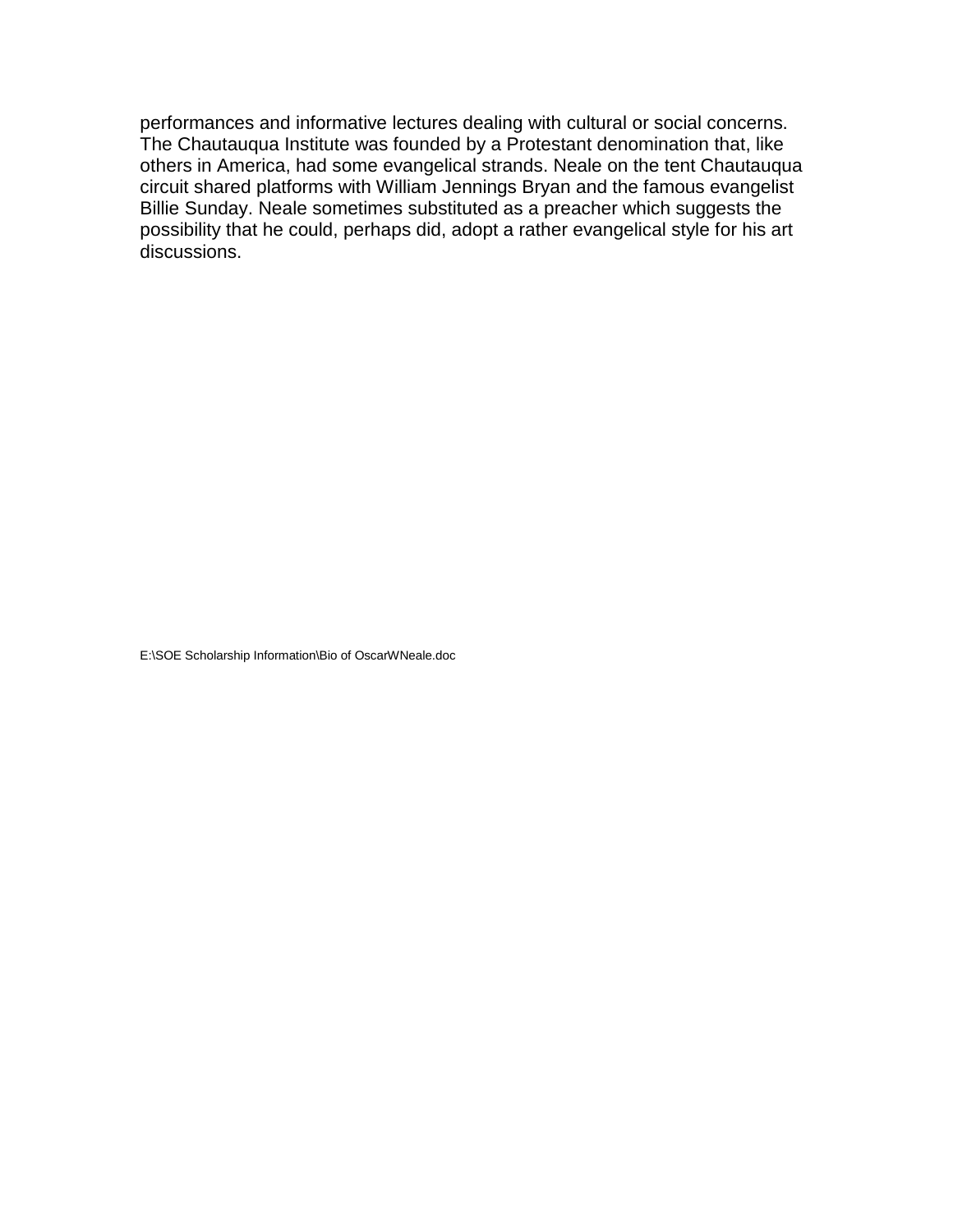performances and informative lectures dealing with cultural or social concerns. The Chautauqua Institute was founded by a Protestant denomination that, like others in America, had some evangelical strands. Neale on the tent Chautauqua circuit shared platforms with William Jennings Bryan and the famous evangelist Billie Sunday. Neale sometimes substituted as a preacher which suggests the possibility that he could, perhaps did, adopt a rather evangelical style for his art discussions.

E:\SOE Scholarship Information\Bio of OscarWNeale.doc